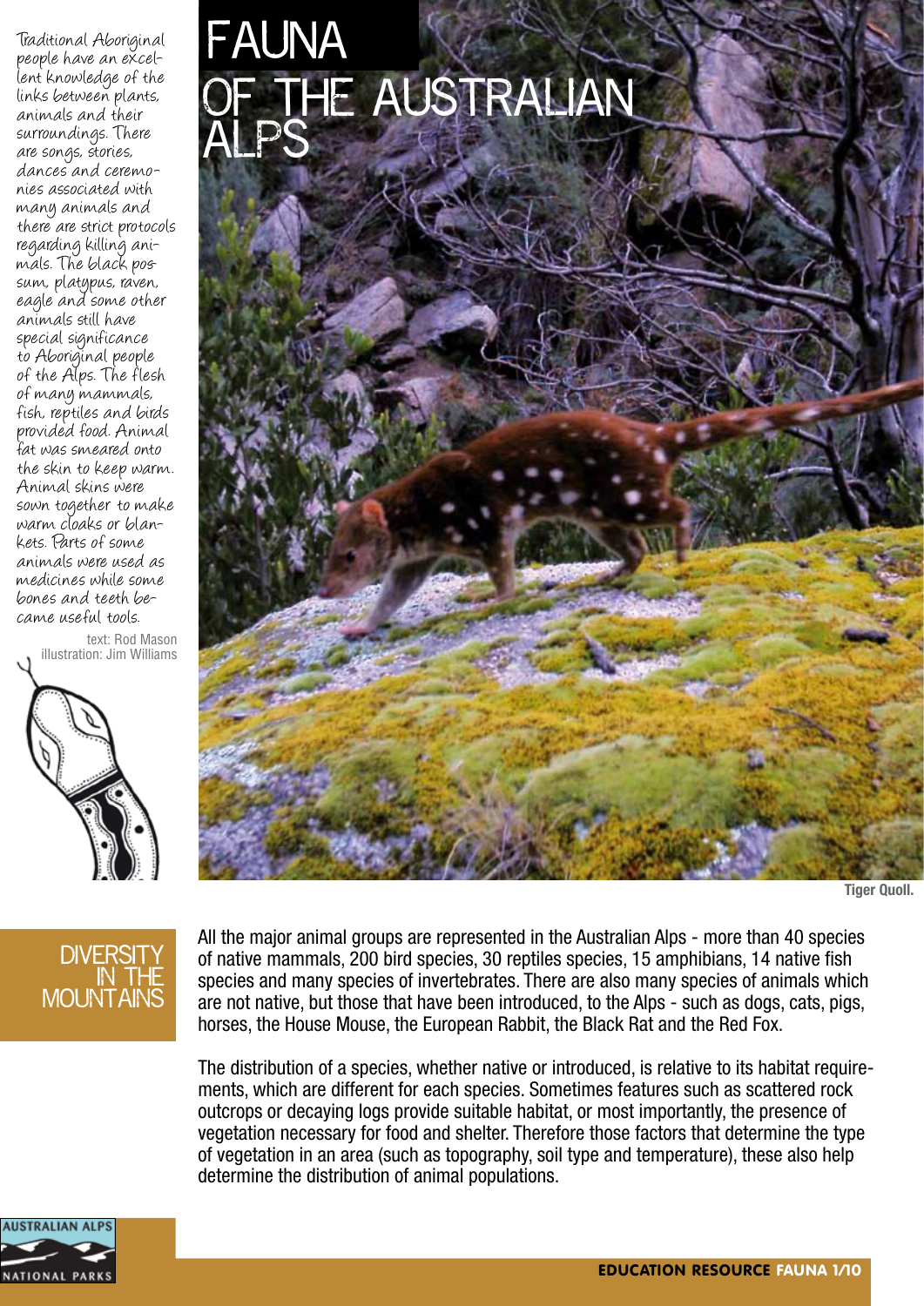# FAUNA OF THE AUSTRALIAN ALPS

Traditional Aboriginal people have an excellent knowledge of the links between plants, animals and their surroundings. There are songs, stories, dances and ceremonies associated with many animals and there are strict protocols regarding killing animals. The black possum, platypus, raven, eagle and some other animals still have special significance to Aboriginal people of the Alps. The flesh of many mammals, fish, reptiles and birds provided food. Animal fat was smeared onto the skin to keep warm. Animal skins were sown together to make warm cloaks or blankets. Parts of some animals were used as medicines while some bones and teeth became useful tools.

text: Rod Mason
illustration: Jim Williams

Tiger Quoll.

## DIVERSITY IN THE MOUNTAINS

All the major animal groups are represented in the Australian Alps - more than 40 species of native mammals, 200 bird species, 30 reptiles species, 15 amphibians, 14 native fish species and many species of invertebrates. There are also many species of animals which are not native, but those that have been introduced, to the Alps - such as dogs, cats, pigs, horses, the House Mouse, the European Rabbit, the Black Rat and the Red Fox.

The distribution of a species, whether native or introduced, is relative to its habitat requirements, which are different for each species. Sometimes features such as scattered rock outcrops or decaying logs provide suitable habitat, or most importantly, the presence of vegetation necessary for food and shelter. Therefore those factors that determine the type of vegetation in an area (such as topography, soil type and temperature), these also help determine the distribution of animal populations.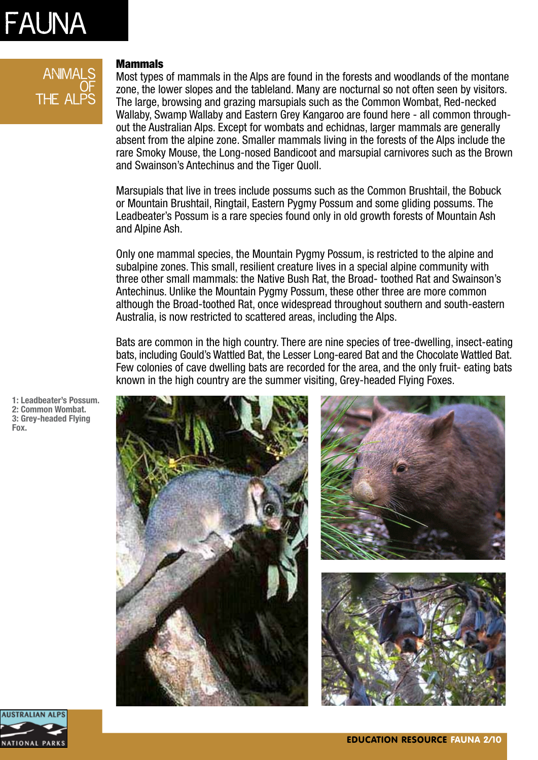# FAUNA

## ANIMALS OF THE ALPS

### Mammals

Most types of mammals in the Alps are found in the forests and woodlands of the montane zone, the lower slopes and the tableland. Many are nocturnal so not often seen by visitors. The large, browsing and grazing marsupials such as the Common Wombat, Red-necked Wallaby, Swamp Wallaby and Eastern Grey Kangaroo are found here - all common throughout the Australian Alps. Except for wombats and echidnas, larger mammals are generally absent from the alpine zone. Smaller mammals living in the forests of the Alps include the rare Smoky Mouse, the Long-nosed Bandicoot and marsupial carnivores such as the Brown and Swainson's Antechinus and the Tiger Quoll.

Marsupials that live in trees include possums such as the Common Brushtail, the Bobuck or Mountain Brushtail, Ringtail, Eastern Pygmy Possum and some gliding possums. The Leadbeater's Possum is a rare species found only in old growth forests of Mountain Ash and Alpine Ash.

Only one mammal species, the Mountain Pygmy Possum, is restricted to the alpine and subalpine zones. This small, resilient creature lives in a special alpine community with three other small mammals: the Native Bush Rat, the Broad- toothed Rat and Swainson's Antechinus. Unlike the Mountain Pygmy Possum, these other three are more common although the Broad-toothed Rat, once widespread throughout southern and south-eastern Australia, is now restricted to scattered areas, including the Alps.

Bats are common in the high country. There are nine species of tree-dwelling, insect-eating bats, including Gould's Wattled Bat, the Lesser Long-eared Bat and the Chocolate Wattled Bat. Few colonies of cave dwelling bats are recorded for the area, and the only fruit- eating bats known in the high country are the summer visiting, Grey-headed Flying Foxes.

**1: Leadbeater's Possum.**
**2: Common Wombat.**
**3: Grey-headed Flying Fox.**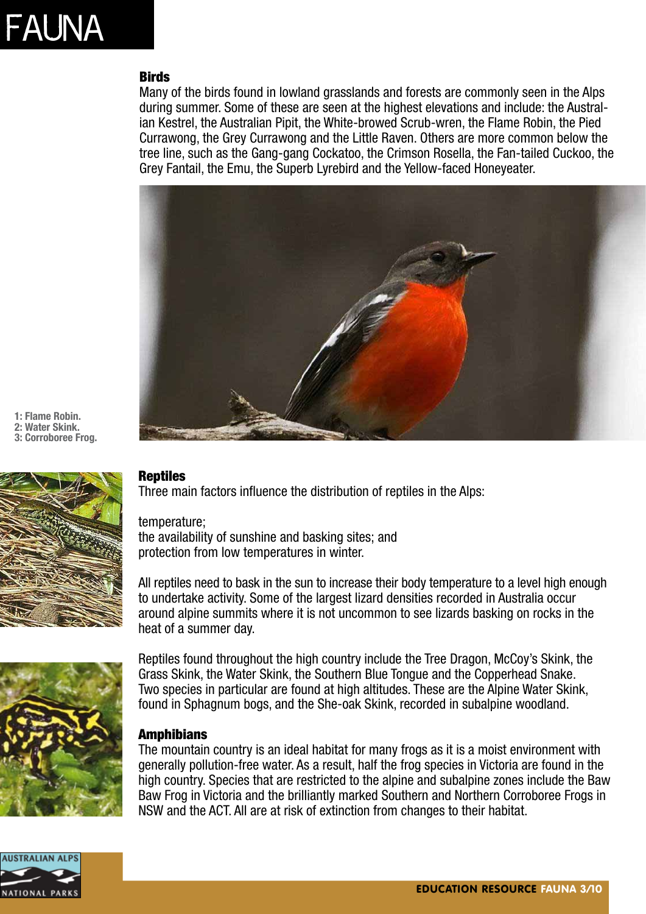# FAUNA

### Birds

Many of the birds found in lowland grasslands and forests are commonly seen in the Alps during summer. Some of these are seen at the highest elevations and include: the Australian Kestrel, the Australian Pipit, the White-browed Scrub-wren, the Flame Robin, the Pied Currawong, the Grey Currawong and the Little Raven. Others are more common below the tree line, such as the Gang-gang Cockatoo, the Crimson Rosella, the Fan-tailed Cuckoo, the Grey Fantail, the Emu, the Superb Lyrebird and the Yellow-faced Honeyeater.

**1: Flame Robin.**
**2: Water Skink.**
**3: Corroboree Frog.**

### Reptiles

Three main factors influence the distribution of reptiles in the Alps:

temperature;
the availability of sunshine and basking sites; and
protection from low temperatures in winter.

All reptiles need to bask in the sun to increase their body temperature to a level high enough to undertake activity. Some of the largest lizard densities recorded in Australia occur around alpine summits where it is not uncommon to see lizards basking on rocks in the heat of a summer day.

Reptiles found throughout the high country include the Tree Dragon, McCoy's Skink, the Grass Skink, the Water Skink, the Southern Blue Tongue and the Copperhead Snake. Two species in particular are found at high altitudes. These are the Alpine Water Skink, found in Sphagnum bogs, and the She-oak Skink, recorded in subalpine woodland.

### Amphibians

The mountain country is an ideal habitat for many frogs as it is a moist environment with generally pollution-free water. As a result, half the frog species in Victoria are found in the high country. Species that are restricted to the alpine and subalpine zones include the Baw Baw Frog in Victoria and the brilliantly marked Southern and Northern Corroboree Frogs in NSW and the ACT. All are at risk of extinction from changes to their habitat.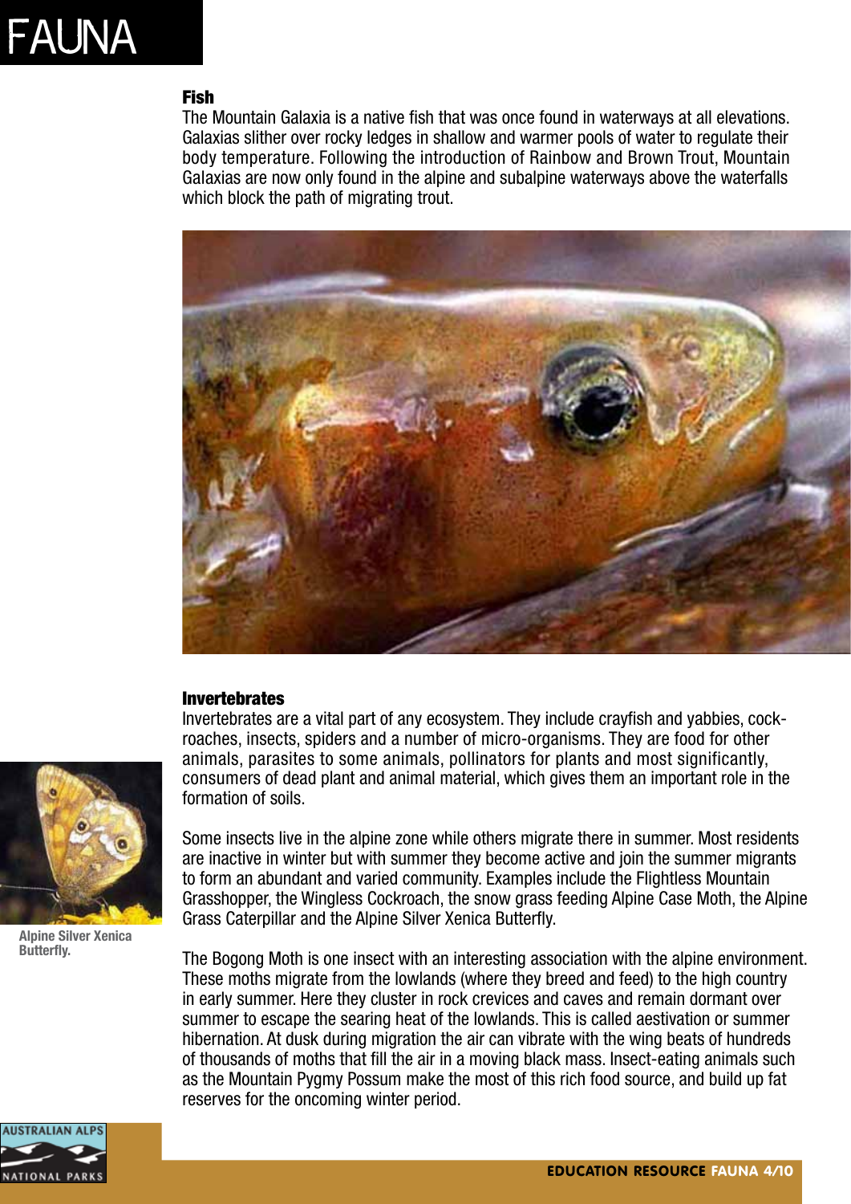# FAUNA

## Fish

The Mountain Galaxia is a native fish that was once found in waterways at all elevations. Galaxias slither over rocky ledges in shallow and warmer pools of water to regulate their body temperature. Following the introduction of Rainbow and Brown Trout, Mountain Galaxias are now only found in the alpine and subalpine waterways above the waterfalls which block the path of migrating trout.

## Invertebrates

Invertebrates are a vital part of any ecosystem. They include crayfish and yabbies, cock-roaches, insects, spiders and a number of micro-organisms. They are food for other animals, parasites to some animals, pollinators for plants and most significantly, consumers of dead plant and animal material, which gives them an important role in the formation of soils.

Some insects live in the alpine zone while others migrate there in summer. Most residents are inactive in winter but with summer they become active and join the summer migrants to form an abundant and varied community. Examples include the Flightless Mountain Grasshopper, the Wingless Cockroach, the snow grass feeding Alpine Case Moth, the Alpine Grass Caterpillar and the Alpine Silver Xenica Butterfly.

Alpine Silver Xenica Butterfly.

The Bogong Moth is one insect with an interesting association with the alpine environment. These moths migrate from the lowlands (where they breed and feed) to the high country in early summer. Here they cluster in rock crevices and caves and remain dormant over summer to escape the searing heat of the lowlands. This is called aestivation or summer hibernation. At dusk during migration the air can vibrate with the wing beats of hundreds of thousands of moths that fill the air in a moving black mass. Insect-eating animals such as the Mountain Pygmy Possum make the most of this rich food source, and build up fat reserves for the oncoming winter period.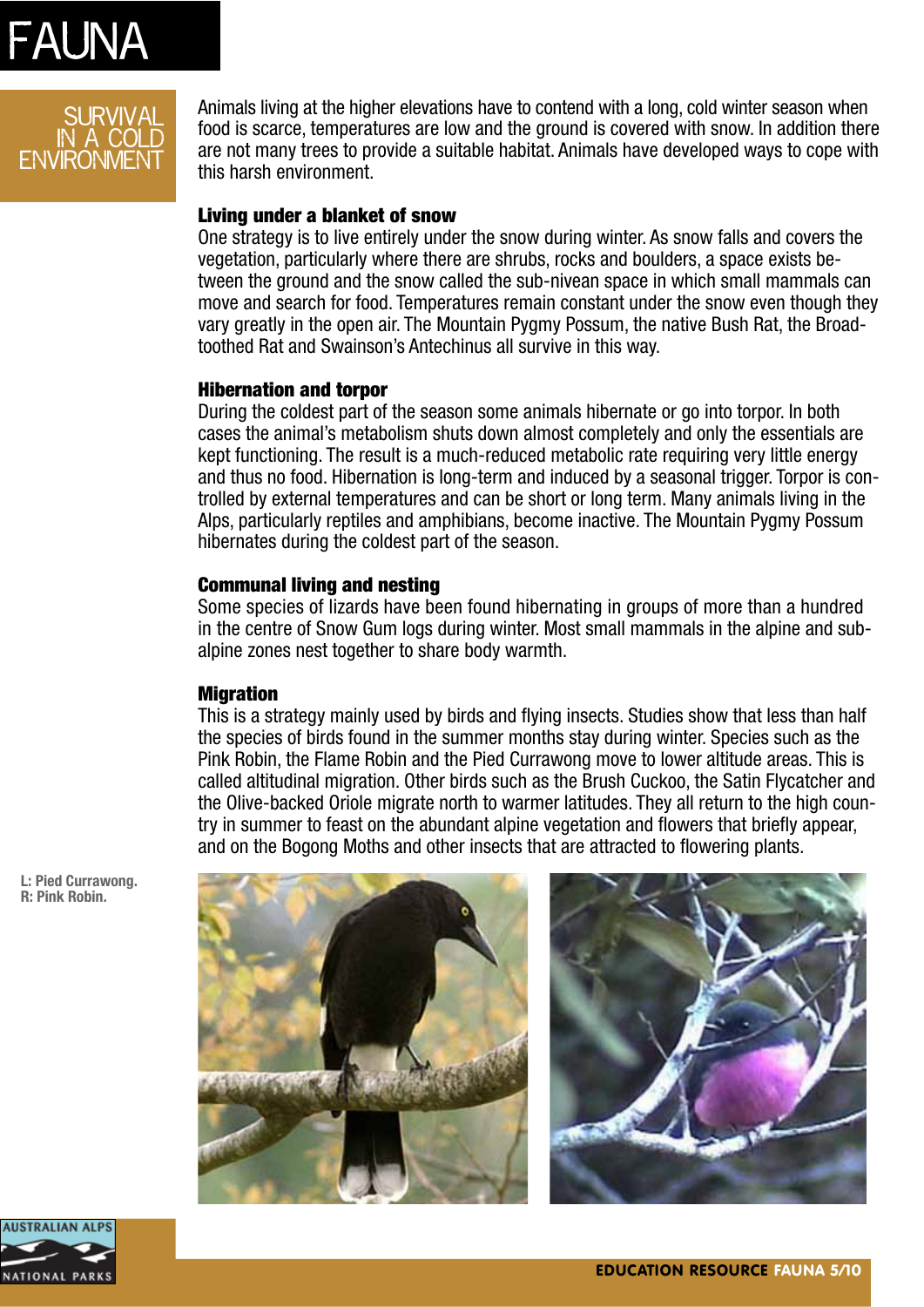# FAUNA

## SURVIVAL IN A COLD ENVIRONMENT

Animals living at the higher elevations have to contend with a long, cold winter season when food is scarce, temperatures are low and the ground is covered with snow. In addition there are not many trees to provide a suitable habitat. Animals have developed ways to cope with this harsh environment.

### Living under a blanket of snow

One strategy is to live entirely under the snow during winter. As snow falls and covers the vegetation, particularly where there are shrubs, rocks and boulders, a space exists between the ground and the snow called the sub-nivean space in which small mammals can move and search for food. Temperatures remain constant under the snow even though they vary greatly in the open air. The Mountain Pygmy Possum, the native Bush Rat, the Broad-toothed Rat and Swainson's Antechinus all survive in this way.

### Hibernation and torpor

During the coldest part of the season some animals hibernate or go into torpor. In both cases the animal's metabolism shuts down almost completely and only the essentials are kept functioning. The result is a much-reduced metabolic rate requiring very little energy and thus no food. Hibernation is long-term and induced by a seasonal trigger. Torpor is controlled by external temperatures and can be short or long term. Many animals living in the Alps, particularly reptiles and amphibians, become inactive. The Mountain Pygmy Possum hibernates during the coldest part of the season.

### Communal living and nesting

Some species of lizards have been found hibernating in groups of more than a hundred in the centre of Snow Gum logs during winter. Most small mammals in the alpine and sub-alpine zones nest together to share body warmth.

### Migration

This is a strategy mainly used by birds and flying insects. Studies show that less than half the species of birds found in the summer months stay during winter. Species such as the Pink Robin, the Flame Robin and the Pied Currawong move to lower altitude areas. This is called altitudinal migration. Other birds such as the Brush Cuckoo, the Satin Flycatcher and the Olive-backed Oriole migrate north to warmer latitudes. They all return to the high country in summer to feast on the abundant alpine vegetation and flowers that briefly appear, and on the Bogong Moths and other insects that are attracted to flowering plants.

**L: Pied Currawong.**
**R: Pink Robin.**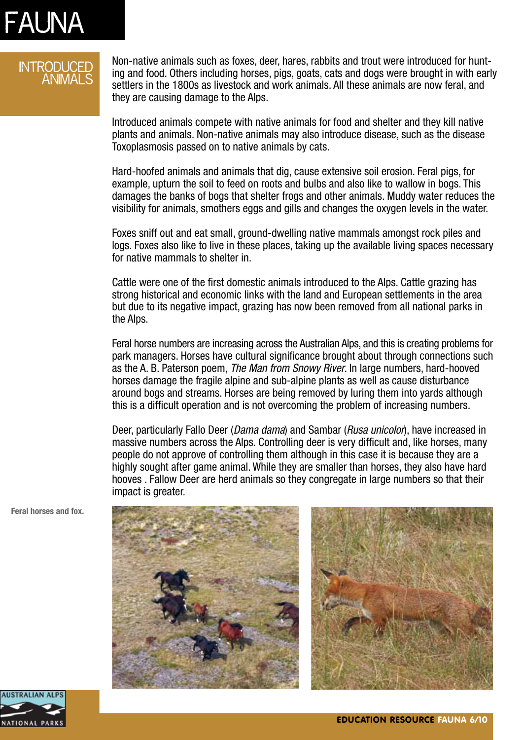# FAUNA

## INTRODUCED ANIMALS

Non-native animals such as foxes, deer, hares, rabbits and trout were introduced for hunting and food. Others including horses, pigs, goats, cats and dogs were brought in with early settlers in the 1800s as livestock and work animals. All these animals are now feral, and they are causing damage to the Alps.

Introduced animals compete with native animals for food and shelter and they kill native plants and animals. Non-native animals may also introduce disease, such as the disease Toxoplasmosis passed on to native animals by cats.

Hard-hoofed animals and animals that dig, cause extensive soil erosion. Feral pigs, for example, upturn the soil to feed on roots and bulbs and also like to wallow in bogs. This damages the banks of bogs that shelter frogs and other animals. Muddy water reduces the visibility for animals, smothers eggs and gills and changes the oxygen levels in the water.

Foxes sniff out and eat small, ground-dwelling native mammals amongst rock piles and logs. Foxes also like to live in these places, taking up the available living spaces necessary for native mammals to shelter in.

Cattle were one of the first domestic animals introduced to the Alps. Cattle grazing has strong historical and economic links with the land and European settlements in the area but due to its negative impact, grazing has now been removed from all national parks in the Alps.

Feral horse numbers are increasing across the Australian Alps, and this is creating problems for park managers. Horses have cultural significance brought about through connections such as the A. B. Paterson poem, *The Man from Snowy River*. In large numbers, hard-hooved horses damage the fragile alpine and sub-alpine plants as well as cause disturbance around bogs and streams. Horses are being removed by luring them into yards although this is a difficult operation and is not overcoming the problem of increasing numbers.

Deer, particularly Fallo Deer (*Dama dama*) and Sambar (*Rusa unicolor*), have increased in massive numbers across the Alps. Controlling deer is very difficult and, like horses, many people do not approve of controlling them although in this case it is because they are a highly sought after game animal. While they are smaller than horses, they also have hard hooves . Fallow Deer are herd animals so they congregate in large numbers so that their impact is greater.

**Feral horses and fox.**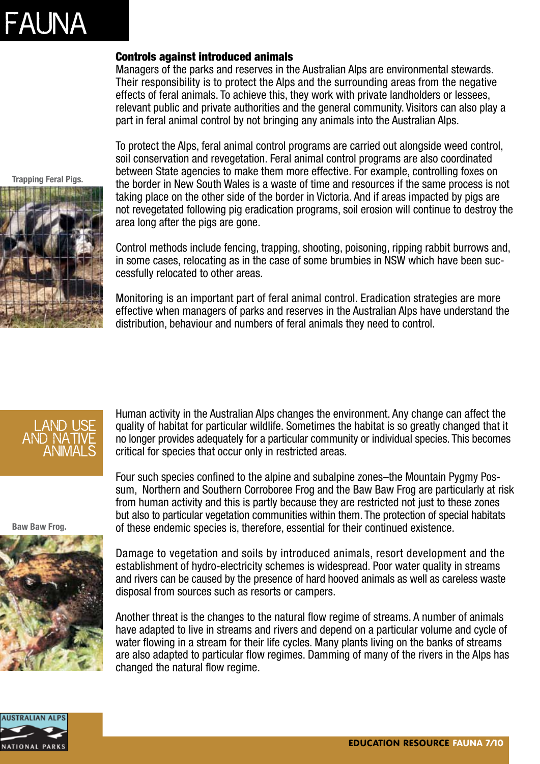# FAUNA

## Controls against introduced animals

Managers of the parks and reserves in the Australian Alps are environmental stewards. Their responsibility is to protect the Alps and the surrounding areas from the negative effects of feral animals. To achieve this, they work with private landholders or lessees, relevant public and private authorities and the general community. Visitors can also play a part in feral animal control by not bringing any animals into the Australian Alps.

To protect the Alps, feral animal control programs are carried out alongside weed control, soil conservation and revegetation. Feral animal control programs are also coordinated between State agencies to make them more effective. For example, controlling foxes on the border in New South Wales is a waste of time and resources if the same process is not taking place on the other side of the border in Victoria. And if areas impacted by pigs are not revegetated following pig eradication programs, soil erosion will continue to destroy the area long after the pigs are gone.

Trapping Feral Pigs.

Control methods include fencing, trapping, shooting, poisoning, ripping rabbit burrows and, in some cases, relocating as in the case of some brumbies in NSW which have been successfully relocated to other areas.

Monitoring is an important part of feral animal control. Eradication strategies are more effective when managers of parks and reserves in the Australian Alps have understand the distribution, behaviour and numbers of feral animals they need to control.

## LAND USE AND NATIVE ANIMALS

Human activity in the Australian Alps changes the environment. Any change can affect the quality of habitat for particular wildlife. Sometimes the habitat is so greatly changed that it no longer provides adequately for a particular community or individual species. This becomes critical for species that occur only in restricted areas.

Four such species confined to the alpine and subalpine zones–the Mountain Pygmy Possum, Northern and Southern Corroboree Frog and the Baw Baw Frog are particularly at risk from human activity and this is partly because they are restricted not just to these zones but also to particular vegetation communities within them. The protection of special habitats of these endemic species is, therefore, essential for their continued existence.

Baw Baw Frog.

Damage to vegetation and soils by introduced animals, resort development and the establishment of hydro-electricity schemes is widespread. Poor water quality in streams and rivers can be caused by the presence of hard hooved animals as well as careless waste disposal from sources such as resorts or campers.

Another threat is the changes to the natural flow regime of streams. A number of animals have adapted to live in streams and rivers and depend on a particular volume and cycle of water flowing in a stream for their life cycles. Many plants living on the banks of streams are also adapted to particular flow regimes. Damming of many of the rivers in the Alps has changed the natural flow regime.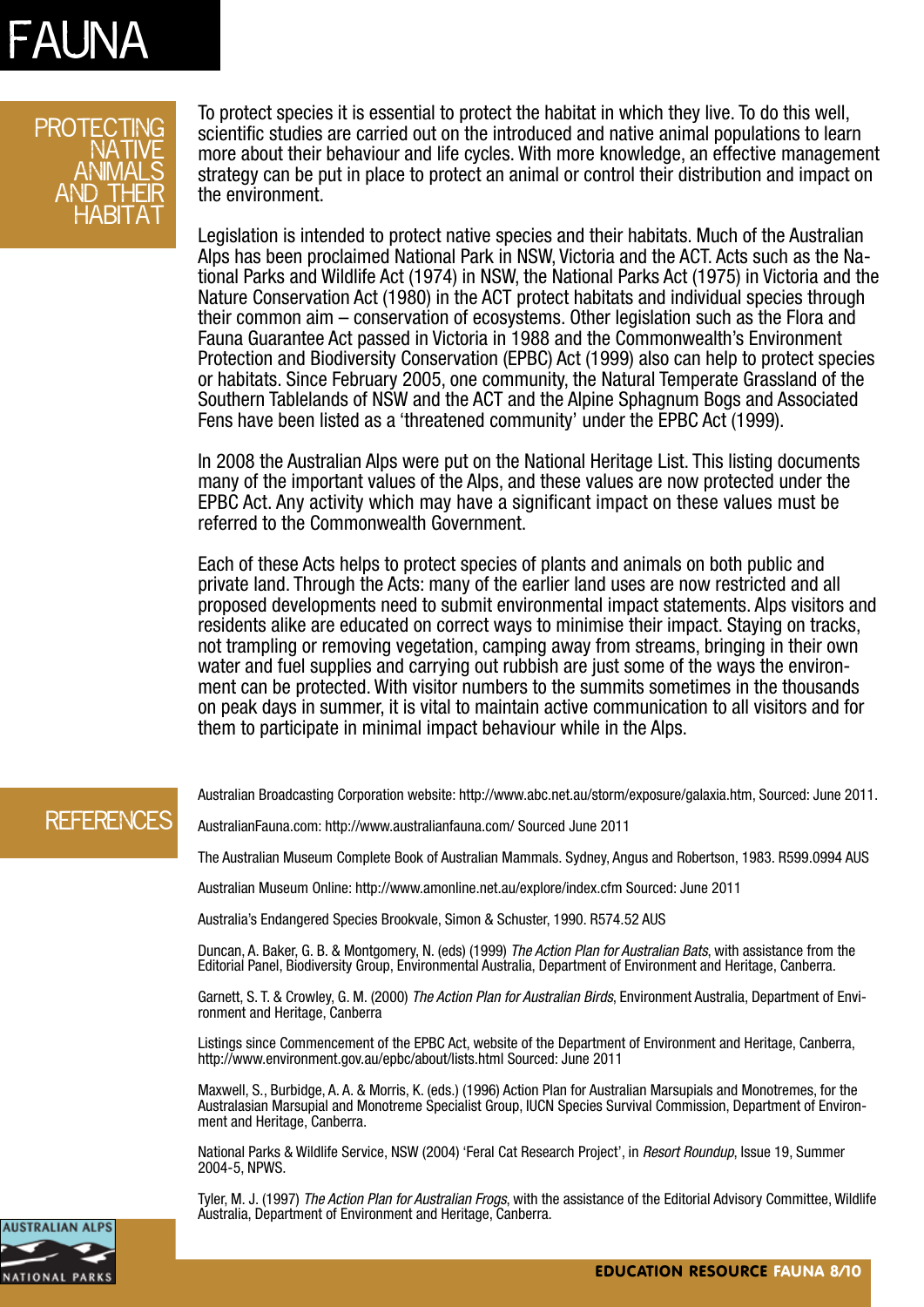# FAUNA

## PROTECTING NATIVE ANIMALS AND THEIR HABITAT

To protect species it is essential to protect the habitat in which they live. To do this well, scientific studies are carried out on the introduced and native animal populations to learn more about their behaviour and life cycles. With more knowledge, an effective management strategy can be put in place to protect an animal or control their distribution and impact on the environment.

Legislation is intended to protect native species and their habitats. Much of the Australian Alps has been proclaimed National Park in NSW, Victoria and the ACT. Acts such as the National Parks and Wildlife Act (1974) in NSW, the National Parks Act (1975) in Victoria and the Nature Conservation Act (1980) in the ACT protect habitats and individual species through their common aim – conservation of ecosystems. Other legislation such as the Flora and Fauna Guarantee Act passed in Victoria in 1988 and the Commonwealth's Environment Protection and Biodiversity Conservation (EPBC) Act (1999) also can help to protect species or habitats. Since February 2005, one community, the Natural Temperate Grassland of the Southern Tablelands of NSW and the ACT and the Alpine Sphagnum Bogs and Associated Fens have been listed as a 'threatened community' under the EPBC Act (1999).

In 2008 the Australian Alps were put on the National Heritage List. This listing documents many of the important values of the Alps, and these values are now protected under the EPBC Act. Any activity which may have a significant impact on these values must be referred to the Commonwealth Government.

Each of these Acts helps to protect species of plants and animals on both public and private land. Through the Acts: many of the earlier land uses are now restricted and all proposed developments need to submit environmental impact statements. Alps visitors and residents alike are educated on correct ways to minimise their impact. Staying on tracks, not trampling or removing vegetation, camping away from streams, bringing in their own water and fuel supplies and carrying out rubbish are just some of the ways the environment can be protected. With visitor numbers to the summits sometimes in the thousands on peak days in summer, it is vital to maintain active communication to all visitors and for them to participate in minimal impact behaviour while in the Alps.

## REFERENCES

Australian Broadcasting Corporation website: http://www.abc.net.au/storm/exposure/galaxia.htm, Sourced: June 2011.

AustralianFauna.com: http://www.australianfauna.com/ Sourced June 2011

The Australian Museum Complete Book of Australian Mammals. Sydney, Angus and Robertson, 1983. R599.0994 AUS

Australian Museum Online: http://www.amonline.net.au/explore/index.cfm Sourced: June 2011

Australia's Endangered Species Brookvale, Simon & Schuster, 1990. R574.52 AUS

Duncan, A. Baker, G. B. & Montgomery, N. (eds) (1999) *The Action Plan for Australian Bats*, with assistance from the Editorial Panel, Biodiversity Group, Environmental Australia, Department of Environment and Heritage, Canberra.

Garnett, S. T. & Crowley, G. M. (2000) *The Action Plan for Australian Birds*, Environment Australia, Department of Environment and Heritage, Canberra

Listings since Commencement of the EPBC Act, website of the Department of Environment and Heritage, Canberra, http://www.environment.gov.au/epbc/about/lists.html Sourced: June 2011

Maxwell, S., Burbidge, A. A. & Morris, K. (eds.) (1996) Action Plan for Australian Marsupials and Monotremes, for the Australasian Marsupial and Monotreme Specialist Group, IUCN Species Survival Commission, Department of Environment and Heritage, Canberra.

National Parks & Wildlife Service, NSW (2004) 'Feral Cat Research Project', in *Resort Roundup*, Issue 19, Summer 2004-5, NPWS.

Tyler, M. J. (1997) *The Action Plan for Australian Frogs*, with the assistance of the Editorial Advisory Committee, Wildlife Australia, Department of Environment and Heritage, Canberra.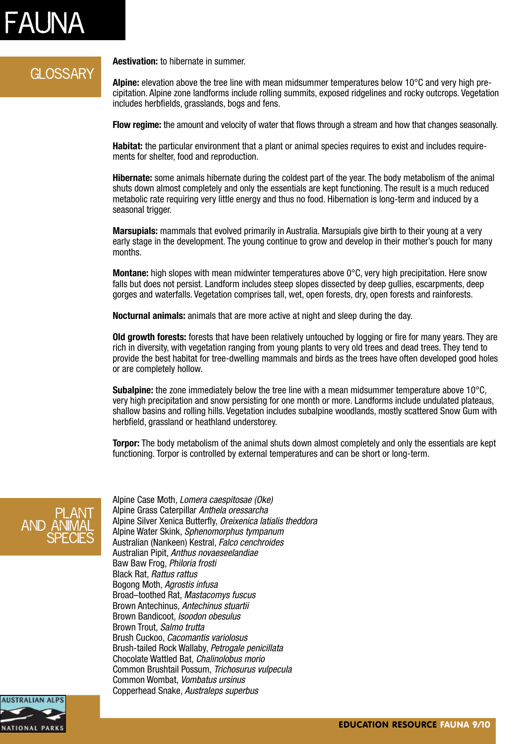# FAUNA

## GLOSSARY

**Aestivation:** to hibernate in summer.

**Alpine:** elevation above the tree line with mean midsummer temperatures below 10°C and very high precipitation. Alpine zone landforms include rolling summits, exposed ridgelines and rocky outcrops. Vegetation includes herbfields, grasslands, bogs and fens.

**Flow regime:** the amount and velocity of water that flows through a stream and how that changes seasonally.

**Habitat:** the particular environment that a plant or animal species requires to exist and includes requirements for shelter, food and reproduction.

**Hibernate:** some animals hibernate during the coldest part of the year. The body metabolism of the animal shuts down almost completely and only the essentials are kept functioning. The result is a much reduced metabolic rate requiring very little energy and thus no food. Hibernation is long-term and induced by a seasonal trigger.

**Marsupials:** mammals that evolved primarily in Australia. Marsupials give birth to their young at a very early stage in the development. The young continue to grow and develop in their mother's pouch for many months.

**Montane:** high slopes with mean midwinter temperatures above 0°C, very high precipitation. Here snow falls but does not persist. Landform includes steep slopes dissected by deep gullies, escarpments, deep gorges and waterfalls. Vegetation comprises tall, wet, open forests, dry, open forests and rainforests.

**Nocturnal animals:** animals that are more active at night and sleep during the day.

**Old growth forests:** forests that have been relatively untouched by logging or fire for many years. They are rich in diversity, with vegetation ranging from young plants to very old trees and dead trees. They tend to provide the best habitat for tree-dwelling mammals and birds as the trees have often developed good holes or are completely hollow.

**Subalpine:** the zone immediately below the tree line with a mean midsummer temperature above 10°C, very high precipitation and snow persisting for one month or more. Landforms include undulated plateaus, shallow basins and rolling hills. Vegetation includes subalpine woodlands, mostly scattered Snow Gum with herbfield, grassland or heathland understorey.

**Torpor:** The body metabolism of the animal shuts down almost completely and only the essentials are kept functioning. Torpor is controlled by external temperatures and can be short or long-term.

## PLANT AND ANIMAL SPECIES

Alpine Case Moth, *Lomera caespitosae (Oke)*
Alpine Grass Caterpillar *Anthela oressarcha*
Alpine Silver Xenica Butterfly, *Oreixenica latialis theddora*
Alpine Water Skink, *Sphenomorphus tympanum*
Australian (Nankeen) Kestral, *Falco cenchroides*
Australian Pipit, *Anthus novaeseelandiae*
Baw Baw Frog, *Philoria frosti*
Black Rat, *Rattus rattus*
Bogong Moth, *Agrostis infusa*
Broad–toothed Rat, *Mastacomys fuscus*
Brown Antechinus, *Antechinus stuartii*
Brown Bandicoot, *Isoodon obesulus*
Brown Trout, *Salmo trutta*
Brush Cuckoo, *Cacomantis variolosus*
Brush-tailed Rock Wallaby, *Petrogale penicillata*
Chocolate Wattled Bat, *Chalinolobus morio*
Common Brushtail Possum, *Trichosurus vulpecula*
Common Wombat, *Vombatus ursinus*
Copperhead Snake, *Australeps superbus*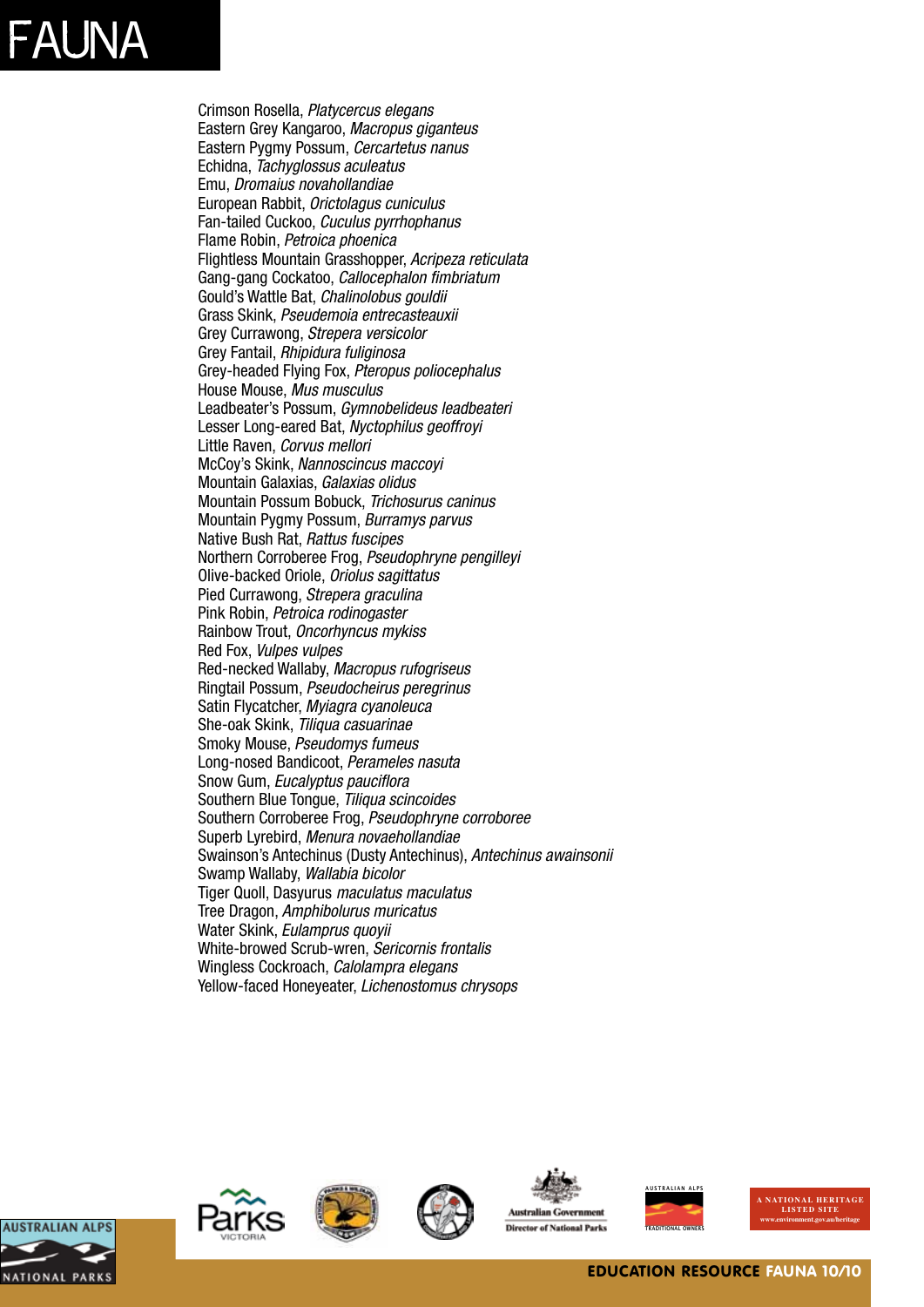# FAUNA

Crimson Rosella, *Platycercus elegans*
Eastern Grey Kangaroo, *Macropus giganteus*
Eastern Pygmy Possum, *Cercartetus nanus*
Echidna, *Tachyglossus aculeatus*
Emu, *Dromaius novahollandiae*
European Rabbit, *Orictolagus cuniculus*
Fan-tailed Cuckoo, *Cuculus pyrrhophanus*
Flame Robin, *Petroica phoenica*
Flightless Mountain Grasshopper, *Acripeza reticulata*
Gang-gang Cockatoo, *Callocephalon fimbriatum*
Gould's Wattle Bat, *Chalinolobus gouldii*
Grass Skink, *Pseudemoia entrecasteauxii*
Grey Currawong, *Strepera versicolor*
Grey Fantail, *Rhipidura fuliginosa*
Grey-headed Flying Fox, *Pteropus poliocephalus*
House Mouse, *Mus musculus*
Leadbeater's Possum, *Gymnobelideus leadbeateri*
Lesser Long-eared Bat, *Nyctophilus geoffroyi*
Little Raven, *Corvus mellori*
McCoy's Skink, *Nannoscincus maccoyi*
Mountain Galaxias, *Galaxias olidus*
Mountain Possum Bobuck, *Trichosurus caninus*
Mountain Pygmy Possum, *Burramys parvus*
Native Bush Rat, *Rattus fuscipes*
Northern Corroberee Frog, *Pseudophryne pengilleyi*
Olive-backed Oriole, *Oriolus sagittatus*
Pied Currawong, *Strepera graculina*
Pink Robin, *Petroica rodinogaster*
Rainbow Trout, *Oncorhyncus mykiss*
Red Fox, *Vulpes vulpes*
Red-necked Wallaby, *Macropus rufogriseus*
Ringtail Possum, *Pseudocheirus peregrinus*
Satin Flycatcher, *Myiagra cyanoleuca*
She-oak Skink, *Tiliqua casuarinae*
Smoky Mouse, *Pseudomys fumeus*
Long-nosed Bandicoot, *Perameles nasuta*
Snow Gum, *Eucalyptus pauciflora*
Southern Blue Tongue, *Tiliqua scincoides*
Southern Corroberee Frog, *Pseudophryne corroboree*
Superb Lyrebird, *Menura novaehollandiae*
Swainson's Antechinus (Dusty Antechinus), *Antechinus awainsonii*
Swamp Wallaby, *Wallabia bicolor*
Tiger Quoll, Dasyurus *maculatus maculatus*
Tree Dragon, *Amphibolurus muricatus*
Water Skink, *Eulamprus quoyii*
White-browed Scrub-wren, *Sericornis frontalis*
Wingless Cockroach, *Calolampra elegans*
Yellow-faced Honeyeater, *Lichenostomus chrysops*